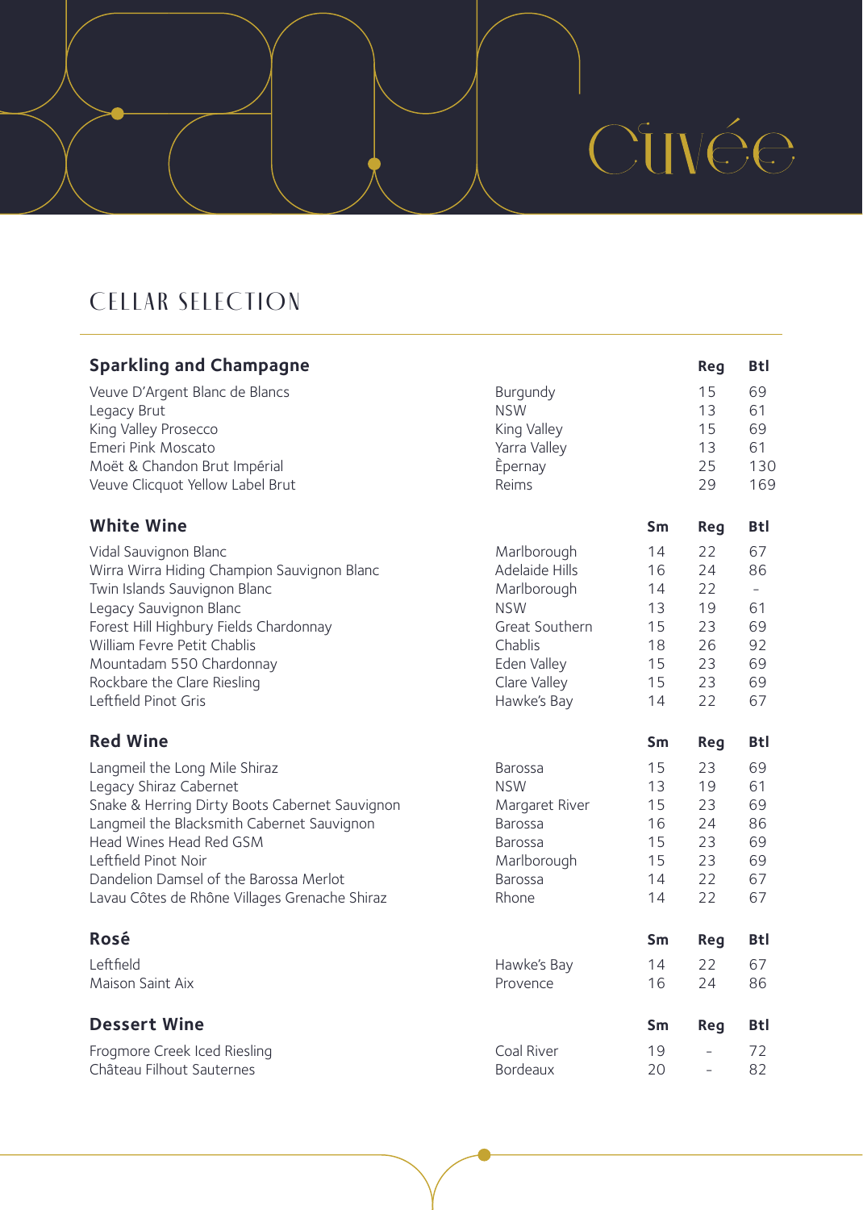# Cuvée

## CELLAR SELECTION

### Sparkling and Champagne

| | | Reg | Btl |
|---|---|---|---|
| Veuve D'Argent Blanc de Blancs | Burgundy | 15 | 69 |
| Legacy Brut | NSW | 13 | 61 |
| King Valley Prosecco | King Valley | 15 | 69 |
| Emeri Pink Moscato | Yarra Valley | 13 | 61 |
| Moët & Chandon Brut Impérial | Èpernay | 25 | 130 |
| Veuve Clicquot Yellow Label Brut | Reims | 29 | 169 |

### White Wine

| | | Sm | Reg | Btl |
|---|---|---|---|---|
| Vidal Sauvignon Blanc | Marlborough | 14 | 22 | 67 |
| Wirra Wirra Hiding Champion Sauvignon Blanc | Adelaide Hills | 16 | 24 | 86 |
| Twin Islands Sauvignon Blanc | Marlborough | 14 | 22 | - |
| Legacy Sauvignon Blanc | NSW | 13 | 19 | 61 |
| Forest Hill Highbury Fields Chardonnay | Great Southern | 15 | 23 | 69 |
| William Fevre Petit Chablis | Chablis | 18 | 26 | 92 |
| Mountadam 550 Chardonnay | Eden Valley | 15 | 23 | 69 |
| Rockbare the Clare Riesling | Clare Valley | 15 | 23 | 69 |
| Leftfield Pinot Gris | Hawke's Bay | 14 | 22 | 67 |

### Red Wine

| | | Sm | Reg | Btl |
|---|---|---|---|---|
| Langmeil the Long Mile Shiraz | Barossa | 15 | 23 | 69 |
| Legacy Shiraz Cabernet | NSW | 13 | 19 | 61 |
| Snake & Herring Dirty Boots Cabernet Sauvignon | Margaret River | 15 | 23 | 69 |
| Langmeil the Blacksmith Cabernet Sauvignon | Barossa | 16 | 24 | 86 |
| Head Wines Head Red GSM | Barossa | 15 | 23 | 69 |
| Leftfield Pinot Noir | Marlborough | 15 | 23 | 69 |
| Dandelion Damsel of the Barossa Merlot | Barossa | 14 | 22 | 67 |
| Lavau Côtes de Rhône Villages Grenache Shiraz | Rhone | 14 | 22 | 67 |

### Rosé

| | | Sm | Reg | Btl |
|---|---|---|---|---|
| Leftfield | Hawke's Bay | 14 | 22 | 67 |
| Maison Saint Aix | Provence | 16 | 24 | 86 |

### Dessert Wine

| | | Sm | Reg | Btl |
|---|---|---|---|---|
| Frogmore Creek Iced Riesling | Coal River | 19 | - | 72 |
| Château Filhout Sauternes | Bordeaux | 20 | - | 82 |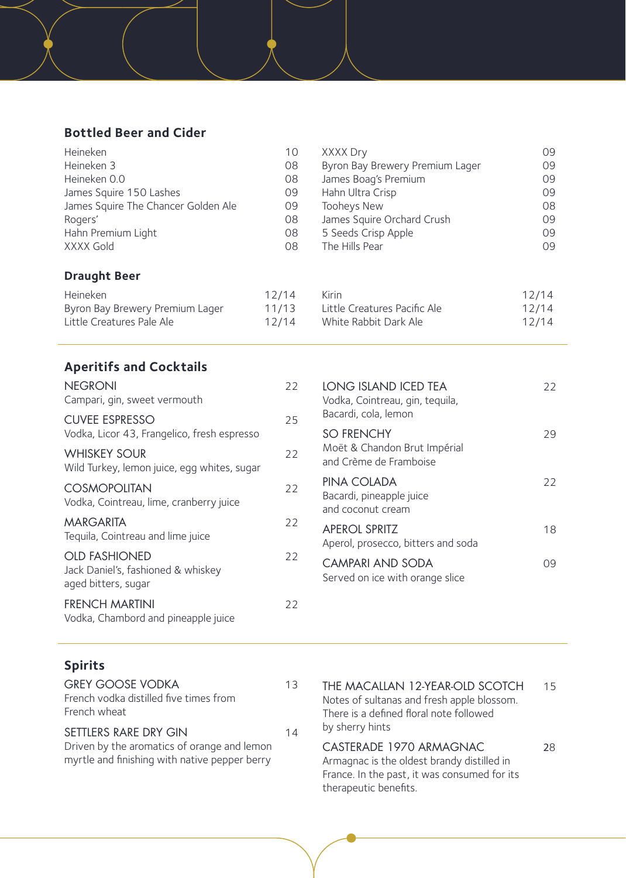## Bottled Beer and Cider

| | |
|---|---|
| Heineken | 10 |
| Heineken 3 | 08 |
| Heineken 0.0 | 08 |
| James Squire 150 Lashes | 09 |
| James Squire The Chancer Golden Ale | 09 |
| Rogers' | 08 |
| Hahn Premium Light | 08 |
| XXXX Gold | 08 |
| XXXX Dry | 09 |
| Byron Bay Brewery Premium Lager | 09 |
| James Boag's Premium | 09 |
| Hahn Ultra Crisp | 09 |
| Tooheys New | 08 |
| James Squire Orchard Crush | 09 |
| 5 Seeds Crisp Apple | 09 |
| The Hills Pear | 09 |

## Draught Beer

| | |
|---|---|
| Heineken | 12/14 |
| Byron Bay Brewery Premium Lager | 11/13 |
| Little Creatures Pale Ale | 12/14 |
| Kirin | 12/14 |
| Little Creatures Pacific Ale | 12/14 |
| White Rabbit Dark Ale | 12/14 |

## Aperitifs and Cocktails

NEGRONI 22
Campari, gin, sweet vermouth

CUVEE ESPRESSO 25
Vodka, Licor 43, Frangelico, fresh espresso

WHISKEY SOUR 22
Wild Turkey, lemon juice, egg whites, sugar

COSMOPOLITAN 22
Vodka, Cointreau, lime, cranberry juice

MARGARITA 22
Tequila, Cointreau and lime juice

OLD FASHIONED 22
Jack Daniel's, fashioned & whiskey aged bitters, sugar

FRENCH MARTINI 22
Vodka, Chambord and pineapple juice

LONG ISLAND ICED TEA 22
Vodka, Cointreau, gin, tequila, Bacardi, cola, lemon

SO FRENCHY 29
Moët & Chandon Brut Impérial and Crème de Framboise

PINA COLADA 22
Bacardi, pineapple juice and coconut cream

APEROL SPRITZ 18
Aperol, prosecco, bitters and soda

CAMPARI AND SODA 09
Served on ice with orange slice

## Spirits

GREY GOOSE VODKA 13
French vodka distilled five times from French wheat

SETTLERS RARE DRY GIN 14
Driven by the aromatics of orange and lemon myrtle and finishing with native pepper berry

THE MACALLAN 12-YEAR-OLD SCOTCH 15
Notes of sultanas and fresh apple blossom. There is a defined floral note followed by sherry hints

CASTERADE 1970 ARMAGNAC 28
Armagnac is the oldest brandy distilled in France. In the past, it was consumed for its therapeutic benefits.